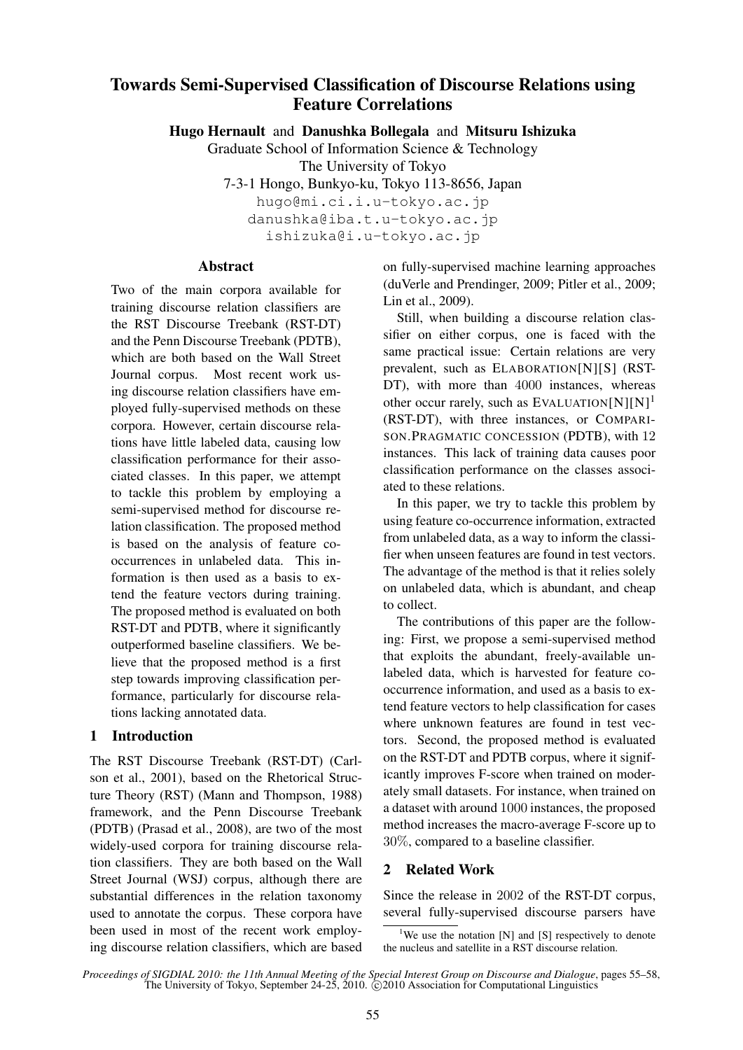# Towards Semi-Supervised Classification of Discourse Relations using Feature Correlations

**Hugo Hernault** and **Danushka Bollegala** and **Mitsuru Ishizuka**

Graduate School of Information Science & Technology
The University of Tokyo
7-3-1 Hongo, Bunkyo-ku, Tokyo 113-8656, Japan
hugo@mi.ci.i.u-tokyo.ac.jp
danushka@iba.t.u-tokyo.ac.jp
ishizuka@i.u-tokyo.ac.jp

## Abstract

Two of the main corpora available for training discourse relation classifiers are the RST Discourse Treebank (RST-DT) and the Penn Discourse Treebank (PDTB), which are both based on the Wall Street Journal corpus. Most recent work using discourse relation classifiers have employed fully-supervised methods on these corpora. However, certain discourse relations have little labeled data, causing low classification performance for their associated classes. In this paper, we attempt to tackle this problem by employing a semi-supervised method for discourse relation classification. The proposed method is based on the analysis of feature co-occurrences in unlabeled data. This information is then used as a basis to extend the feature vectors during training. The proposed method is evaluated on both RST-DT and PDTB, where it significantly outperformed baseline classifiers. We believe that the proposed method is a first step towards improving classification performance, particularly for discourse relations lacking annotated data.

## 1 Introduction

The RST Discourse Treebank (RST-DT) (Carlson et al., 2001), based on the Rhetorical Structure Theory (RST) (Mann and Thompson, 1988) framework, and the Penn Discourse Treebank (PDTB) (Prasad et al., 2008), are two of the most widely-used corpora for training discourse relation classifiers. They are both based on the Wall Street Journal (WSJ) corpus, although there are substantial differences in the relation taxonomy used to annotate the corpus. These corpora have been used in most of the recent work employing discourse relation classifiers, which are based on fully-supervised machine learning approaches (duVerle and Prendinger, 2009; Pitler et al., 2009; Lin et al., 2009).

Still, when building a discourse relation classifier on either corpus, one is faced with the same practical issue: Certain relations are very prevalent, such as ELABORATION[N][S] (RST-DT), with more than 4000 instances, whereas other occur rarely, such as EVALUATION[N][N][1] (RST-DT), with three instances, or COMPARISON.PRAGMATIC CONCESSION (PDTB), with 12 instances. This lack of training data causes poor classification performance on the classes associated to these relations.

In this paper, we try to tackle this problem by using feature co-occurrence information, extracted from unlabeled data, as a way to inform the classifier when unseen features are found in test vectors. The advantage of the method is that it relies solely on unlabeled data, which is abundant, and cheap to collect.

The contributions of this paper are the following: First, we propose a semi-supervised method that exploits the abundant, freely-available unlabeled data, which is harvested for feature co-occurrence information, and used as a basis to extend feature vectors to help classification for cases where unknown features are found in test vectors. Second, the proposed method is evaluated on the RST-DT and PDTB corpus, where it significantly improves F-score when trained on moderately small datasets. For instance, when trained on a dataset with around 1000 instances, the proposed method increases the macro-average F-score up to 30%, compared to a baseline classifier.

## 2 Related Work

Since the release in 2002 of the RST-DT corpus, several fully-supervised discourse parsers have

[1] We use the notation [N] and [S] respectively to denote the nucleus and satellite in a RST discourse relation.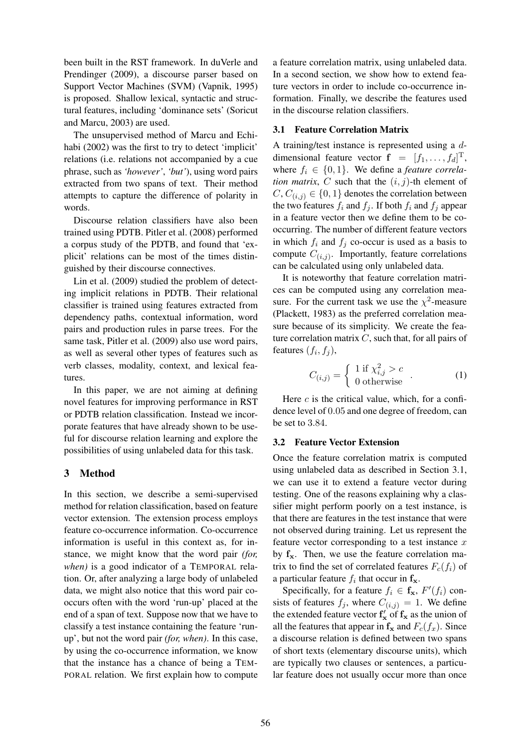been built in the RST framework. In duVerle and Prendinger (2009), a discourse parser based on Support Vector Machines (SVM) (Vapnik, 1995) is proposed. Shallow lexical, syntactic and structural features, including 'dominance sets' (Soricut and Marcu, 2003) are used.

The unsupervised method of Marcu and Echihabi (2002) was the first to try to detect 'implicit' relations (i.e. relations not accompanied by a cue phrase, such as *'however'*, *'but'*), using word pairs extracted from two spans of text. Their method attempts to capture the difference of polarity in words.

Discourse relation classifiers have also been trained using PDTB. Pitler et al. (2008) performed a corpus study of the PDTB, and found that 'explicit' relations can be most of the times distinguished by their discourse connectives.

Lin et al. (2009) studied the problem of detecting implicit relations in PDTB. Their relational classifier is trained using features extracted from dependency paths, contextual information, word pairs and production rules in parse trees. For the same task, Pitler et al. (2009) also use word pairs, as well as several other types of features such as verb classes, modality, context, and lexical features.

In this paper, we are not aiming at defining novel features for improving performance in RST or PDTB relation classification. Instead we incorporate features that have already shown to be useful for discourse relation learning and explore the possibilities of using unlabeled data for this task.

## 3 Method

In this section, we describe a semi-supervised method for relation classification, based on feature vector extension. The extension process employs feature co-occurrence information. Co-occurrence information is useful in this context as, for instance, we might know that the word pair *(for, when)* is a good indicator of a TEMPORAL relation. Or, after analyzing a large body of unlabeled data, we might also notice that this word pair co-occurs often with the word 'run-up' placed at the end of a span of text. Suppose now that we have to classify a test instance containing the feature 'run-up', but not the word pair *(for, when)*. In this case, by using the co-occurrence information, we know that the instance has a chance of being a TEMPORAL relation. We first explain how to compute a feature correlation matrix, using unlabeled data. In a second section, we show how to extend feature vectors in order to include co-occurrence information. Finally, we describe the features used in the discourse relation classifiers.

### 3.1 Feature Correlation Matrix

A training/test instance is represented using a $d$-dimensional feature vector $\mathbf{f} = [f_1, \ldots, f_d]^{\mathrm{T}}$, where $f_i \in \{0, 1\}$. We define a *feature correlation matrix*, $C$ such that the $(i, j)$-th element of $C$, $C_{(i,j)} \in \{0, 1\}$ denotes the correlation between the two features $f_i$ and $f_j$. If both $f_i$ and $f_j$ appear in a feature vector then we define them to be co-occurring. The number of different feature vectors in which $f_i$ and $f_j$ co-occur is used as a basis to compute $C_{(i,j)}$. Importantly, feature correlations can be calculated using only unlabeled data.

It is noteworthy that feature correlation matrices can be computed using any correlation measure. For the current task we use the $\chi^2$-measure (Plackett, 1983) as the preferred correlation measure because of its simplicity. We create the feature correlation matrix $C$, such that, for all pairs of features $(f_i, f_j)$,

$$C_{(i,j)} = \begin{cases} 1 \text{ if } \chi^2_{i,j} > c \\ 0 \text{ otherwise} \end{cases}. \tag{1}$$

Here $c$ is the critical value, which, for a confidence level of $0.05$ and one degree of freedom, can be set to $3.84$.

### 3.2 Feature Vector Extension

Once the feature correlation matrix is computed using unlabeled data as described in Section 3.1, we can use it to extend a feature vector during testing. One of the reasons explaining why a classifier might perform poorly on a test instance, is that there are features in the test instance that were not observed during training. Let us represent the feature vector corresponding to a test instance $x$ by $\mathbf{f_x}$. Then, we use the feature correlation matrix to find the set of correlated features $F_c(f_i)$ of a particular feature $f_i$ that occur in $\mathbf{f_x}$.

Specifically, for a feature $f_i \in \mathbf{f_x}$, $F'(f_i)$ consists of features $f_j$, where $C_{(i,j)} = 1$. We define the extended feature vector $\mathbf{f'_x}$ of $\mathbf{f_x}$ as the union of all the features that appear in $\mathbf{f_x}$ and $F_c(f_x)$. Since a discourse relation is defined between two spans of short texts (elementary discourse units), which are typically two clauses or sentences, a particular feature does not usually occur more than once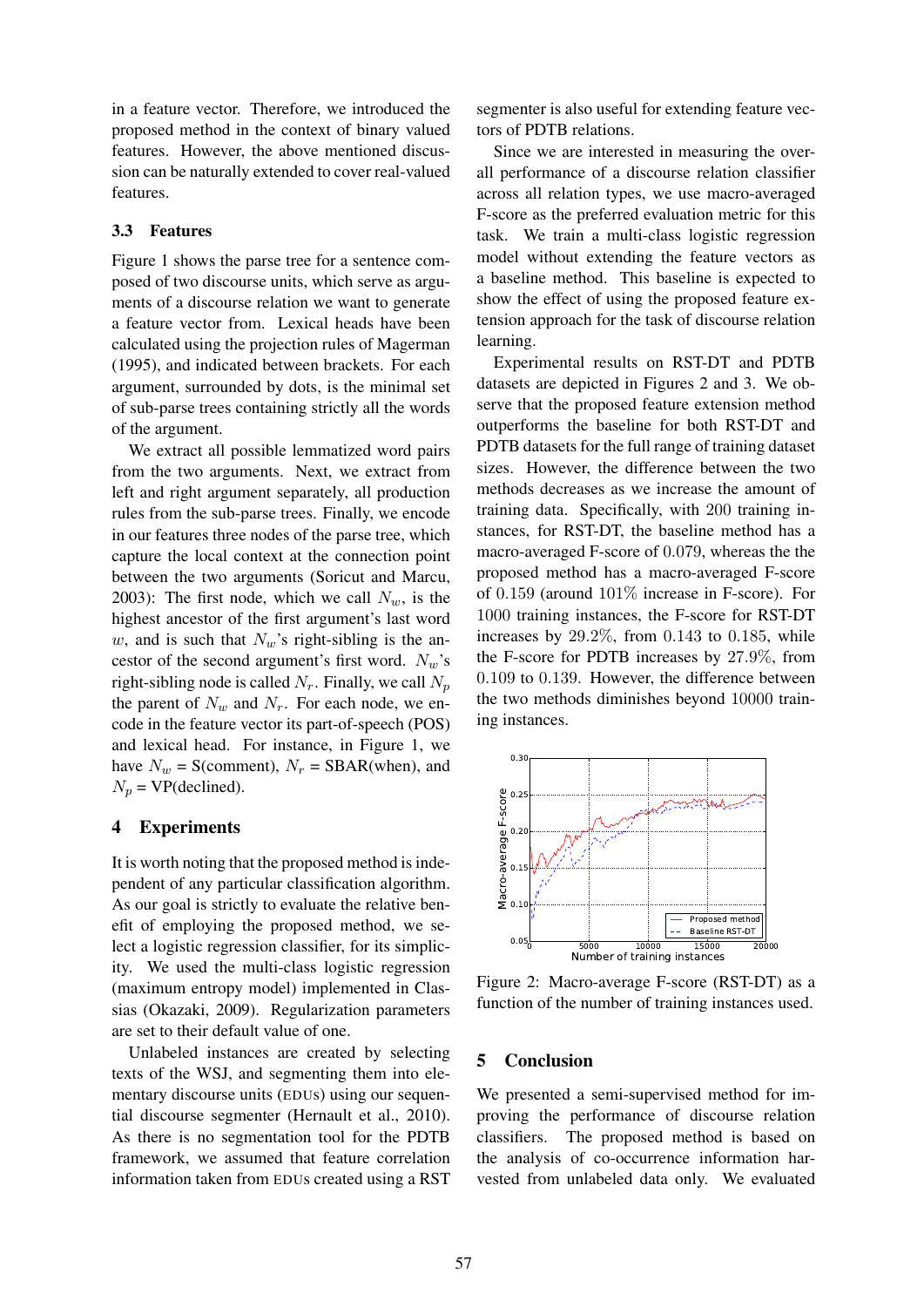in a feature vector. Therefore, we introduced the proposed method in the context of binary valued features. However, the above mentioned discussion can be naturally extended to cover real-valued features.

### 3.3 Features

Figure 1 shows the parse tree for a sentence composed of two discourse units, which serve as arguments of a discourse relation we want to generate a feature vector from. Lexical heads have been calculated using the projection rules of Magerman (1995), and indicated between brackets. For each argument, surrounded by dots, is the minimal set of sub-parse trees containing strictly all the words of the argument.

We extract all possible lemmatized word pairs from the two arguments. Next, we extract from left and right argument separately, all production rules from the sub-parse trees. Finally, we encode in our features three nodes of the parse tree, which capture the local context at the connection point between the two arguments (Soricut and Marcu, 2003): The first node, which we call $N_w$, is the highest ancestor of the first argument's last word $w$, and is such that $N_w$'s right-sibling is the ancestor of the second argument's first word. $N_w$'s right-sibling node is called $N_r$. Finally, we call $N_p$ the parent of $N_w$ and $N_r$. For each node, we encode in the feature vector its part-of-speech (POS) and lexical head. For instance, in Figure 1, we have $N_w$ = S(comment), $N_r$ = SBAR(when), and $N_p$ = VP(declined).

## 4 Experiments

It is worth noting that the proposed method is independent of any particular classification algorithm. As our goal is strictly to evaluate the relative benefit of employing the proposed method, we select a logistic regression classifier, for its simplicity. We used the multi-class logistic regression (maximum entropy model) implemented in Classias (Okazaki, 2009). Regularization parameters are set to their default value of one.

Unlabeled instances are created by selecting texts of the WSJ, and segmenting them into elementary discourse units (EDUs) using our sequential discourse segmenter (Hernault et al., 2010). As there is no segmentation tool for the PDTB framework, we assumed that feature correlation information taken from EDUs created using a RST segmenter is also useful for extending feature vectors of PDTB relations.

Since we are interested in measuring the overall performance of a discourse relation classifier across all relation types, we use macro-averaged F-score as the preferred evaluation metric for this task. We train a multi-class logistic regression model without extending the feature vectors as a baseline method. This baseline is expected to show the effect of using the proposed feature extension approach for the task of discourse relation learning.

Experimental results on RST-DT and PDTB datasets are depicted in Figures 2 and 3. We observe that the proposed feature extension method outperforms the baseline for both RST-DT and PDTB datasets for the full range of training dataset sizes. However, the difference between the two methods decreases as we increase the amount of training data. Specifically, with 200 training instances, for RST-DT, the baseline method has a macro-averaged F-score of 0.079, whereas the the proposed method has a macro-averaged F-score of 0.159 (around 101% increase in F-score). For 1000 training instances, the F-score for RST-DT increases by 29.2%, from 0.143 to 0.185, while the F-score for PDTB increases by 27.9%, from 0.109 to 0.139. However, the difference between the two methods diminishes beyond 10000 training instances.

Figure 2: Macro-average F-score (RST-DT) as a function of the number of training instances used.

## 5 Conclusion

We presented a semi-supervised method for improving the performance of discourse relation classifiers. The proposed method is based on the analysis of co-occurrence information harvested from unlabeled data only. We evaluated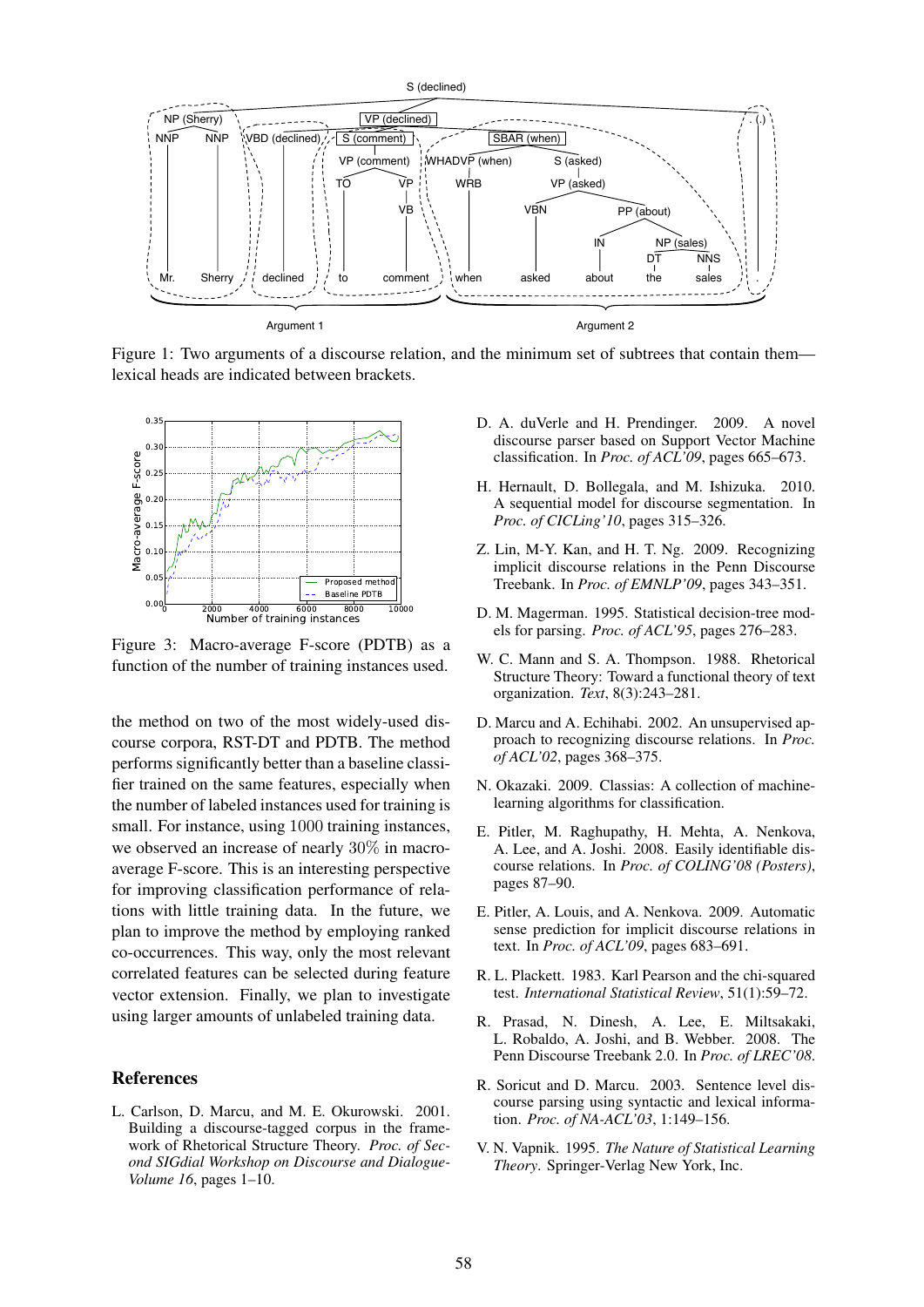S (declined)

NP (Sherry) VP (declined) . (.)

NNP NNP VBD (declined) S (comment) SBAR (when)

VP (comment) WHADVP (when) S (asked)

TO VP WRB VP (asked)

VB VBN PP (about)

IN NP (sales)

DT NNS

Mr. Sherry declined to comment when asked about the sales .

Argument 1

Argument 2

Figure 1: Two arguments of a discourse relation, and the minimum set of subtrees that contain them—lexical heads are indicated between brackets.

0.35
0.30
0.25
0.20
0.15
0.10
0.05
0.00

Macro-average F-score

0 2000 4000 6000 8000 10000

Number of training instances

Proposed method
Baseline PDTB

Figure 3: Macro-average F-score (PDTB) as a function of the number of training instances used.

the method on two of the most widely-used discourse corpora, RST-DT and PDTB. The method performs significantly better than a baseline classifier trained on the same features, especially when the number of labeled instances used for training is small. For instance, using 1000 training instances, we observed an increase of nearly 30% in macro-average F-score. This is an interesting perspective for improving classification performance of relations with little training data. In the future, we plan to improve the method by employing ranked co-occurrences. This way, only the most relevant correlated features can be selected during feature vector extension. Finally, we plan to investigate using larger amounts of unlabeled training data.

## References

L. Carlson, D. Marcu, and M. E. Okurowski. 2001. Building a discourse-tagged corpus in the framework of Rhetorical Structure Theory. *Proc. of Second SIGdial Workshop on Discourse and Dialogue-Volume 16*, pages 1–10.

D. A. duVerle and H. Prendinger. 2009. A novel discourse parser based on Support Vector Machine classification. In *Proc. of ACL'09*, pages 665–673.

H. Hernault, D. Bollegala, and M. Ishizuka. 2010. A sequential model for discourse segmentation. In *Proc. of CICLing'10*, pages 315–326.

Z. Lin, M-Y. Kan, and H. T. Ng. 2009. Recognizing implicit discourse relations in the Penn Discourse Treebank. In *Proc. of EMNLP'09*, pages 343–351.

D. M. Magerman. 1995. Statistical decision-tree models for parsing. *Proc. of ACL'95*, pages 276–283.

W. C. Mann and S. A. Thompson. 1988. Rhetorical Structure Theory: Toward a functional theory of text organization. *Text*, 8(3):243–281.

D. Marcu and A. Echihabi. 2002. An unsupervised approach to recognizing discourse relations. In *Proc. of ACL'02*, pages 368–375.

N. Okazaki. 2009. Classias: A collection of machine-learning algorithms for classification.

E. Pitler, M. Raghupathy, H. Mehta, A. Nenkova, A. Lee, and A. Joshi. 2008. Easily identifiable discourse relations. In *Proc. of COLING'08 (Posters)*, pages 87–90.

E. Pitler, A. Louis, and A. Nenkova. 2009. Automatic sense prediction for implicit discourse relations in text. In *Proc. of ACL'09*, pages 683–691.

R. L. Plackett. 1983. Karl Pearson and the chi-squared test. *International Statistical Review*, 51(1):59–72.

R. Prasad, N. Dinesh, A. Lee, E. Miltsakaki, L. Robaldo, A. Joshi, and B. Webber. 2008. The Penn Discourse Treebank 2.0. In *Proc. of LREC'08*.

R. Soricut and D. Marcu. 2003. Sentence level discourse parsing using syntactic and lexical information. *Proc. of NA-ACL'03*, 1:149–156.

V. N. Vapnik. 1995. *The Nature of Statistical Learning Theory*. Springer-Verlag New York, Inc.